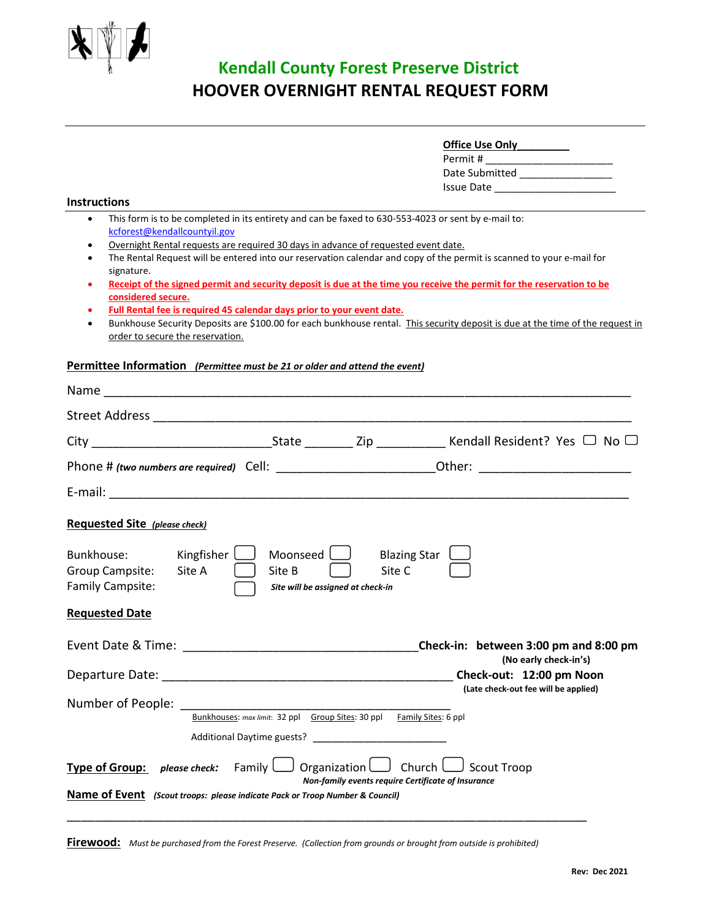# Kendall County Forest Preserve District

## HOOVER OVERNIGHT RENTAL REQUEST FORM

**Office Use Only**

Permit # ______________________

Date Submitted ________________

Issue Date _____________________

### Instructions

- This form is to be completed in its entirety and can be faxed to 630-553-4023 or sent by e-mail to: kcforest@kendallcountyil.gov
- Overnight Rental requests are required 30 days in advance of requested event date.
- The Rental Request will be entered into our reservation calendar and copy of the permit is scanned to your e-mail for signature.
- **Receipt of the signed permit and security deposit is due at the time you receive the permit for the reservation to be considered secure.**
- **Full Rental fee is required 45 calendar days prior to your event date.**
- Bunkhouse Security Deposits are $100.00 for each bunkhouse rental. This security deposit is due at the time of the request in order to secure the reservation.

### Permittee Information *(Permittee must be 21 or older and attend the event)*

Name ___________________________________________________________________________

Street Address ____________________________________________________________________

City __________________________ State _______ Zip __________ Kendall Resident? Yes ☐ No ☐

Phone # *(two numbers are required)* Cell: _______________________ Other: _______________________

E-mail: __________________________________________________________________________

### Requested Site *(please check)*

Bunkhouse: Kingfisher ☐ Moonseed ☐ Blazing Star ☐

Group Campsite: Site A ☐ Site B ☐ Site C ☐

Family Campsite: ☐ *Site will be assigned at check-in*

### Requested Date

Event Date & Time: ___________________________________ **Check-in: between 3:00 pm and 8:00 pm** **(No early check-in's)**

Departure Date: _____________________________________________ **Check-out: 12:00 pm Noon** **(Late check-out fee will be applied)**

Number of People: _________________________________________

Bunkhouses: *max limit*: 32 ppl   Group Sites: 30 ppl   Family Sites: 6 ppl

Additional Daytime guests? ______________________

**Type of Group:** ***please check:*** Family ☐ Organization ☐ Church ☐ Scout Troop

***Non-family events require Certificate of Insurance***

**Name of Event** ***(Scout troops: please indicate Pack or Troop Number & Council)***

_________________________________________________________________________________

**Firewood:** *Must be purchased from the Forest Preserve. (Collection from grounds or brought from outside is prohibited)*

**Rev: Dec 2021**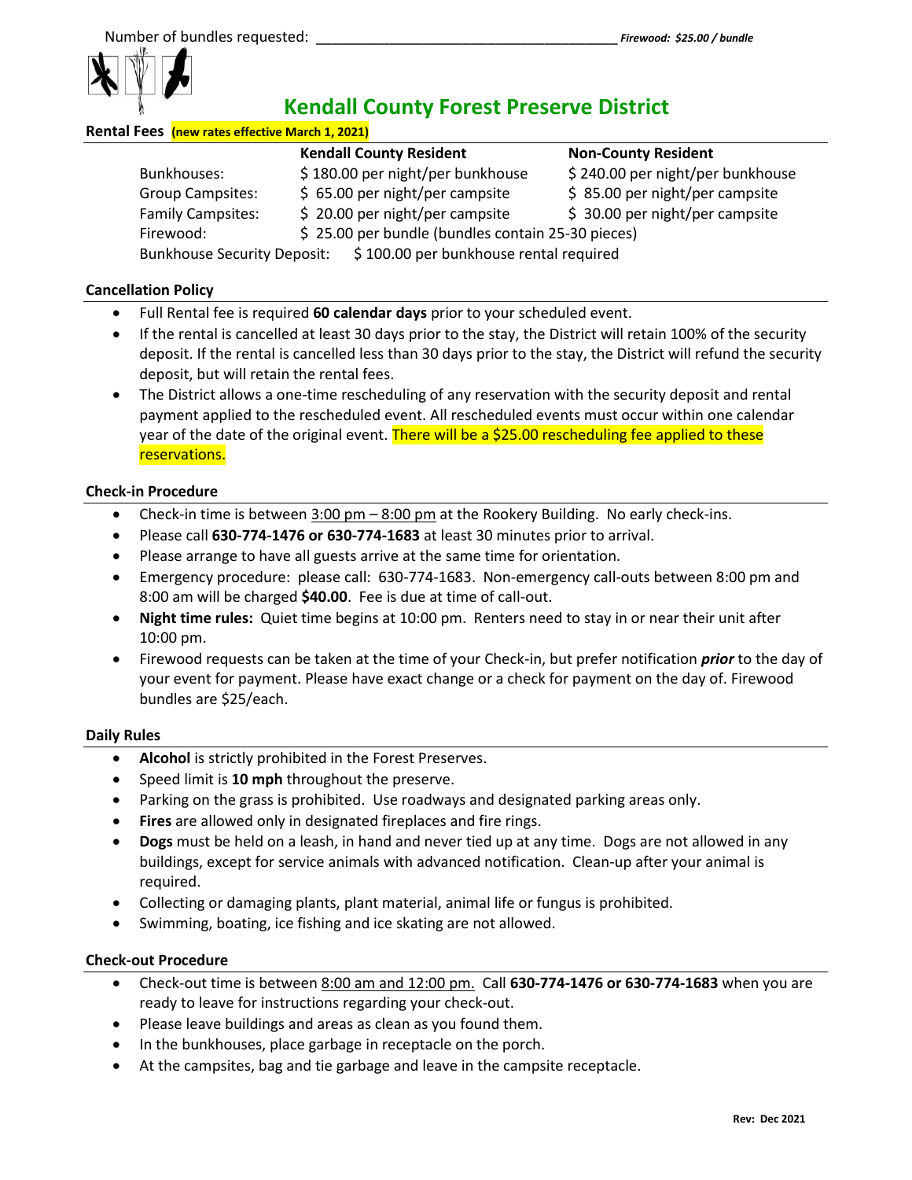Number of bundles requested: ______________________________________ *Firewood: $25.00 / bundle*

## Kendall County Forest Preserve District

**Rental Fees** **(new rates effective March 1, 2021)**

| | Kendall County Resident | Non-County Resident |
|---|---|---|
| Bunkhouses: | $ 180.00 per night/per bunkhouse | $ 240.00 per night/per bunkhouse |
| Group Campsites: | $ 65.00 per night/per campsite | $ 85.00 per night/per campsite |
| Family Campsites: | $ 20.00 per night/per campsite | $ 30.00 per night/per campsite |
| Firewood: | $ 25.00 per bundle (bundles contain 25-30 pieces) | |
| Bunkhouse Security Deposit: | $ 100.00 per bunkhouse rental required | |

### Cancellation Policy

- Full Rental fee is required **60 calendar days** prior to your scheduled event.
- If the rental is cancelled at least 30 days prior to the stay, the District will retain 100% of the security deposit. If the rental is cancelled less than 30 days prior to the stay, the District will refund the security deposit, but will retain the rental fees.
- The District allows a one-time rescheduling of any reservation with the security deposit and rental payment applied to the rescheduled event. All rescheduled events must occur within one calendar year of the date of the original event. There will be a $25.00 rescheduling fee applied to these reservations.

### Check-in Procedure

- Check-in time is between 3:00 pm – 8:00 pm at the Rookery Building. No early check-ins.
- Please call **630-774-1476 or 630-774-1683** at least 30 minutes prior to arrival.
- Please arrange to have all guests arrive at the same time for orientation.
- Emergency procedure: please call: 630-774-1683. Non-emergency call-outs between 8:00 pm and 8:00 am will be charged **$40.00**. Fee is due at time of call-out.
- **Night time rules:** Quiet time begins at 10:00 pm. Renters need to stay in or near their unit after 10:00 pm.
- Firewood requests can be taken at the time of your Check-in, but prefer notification ***prior*** to the day of your event for payment. Please have exact change or a check for payment on the day of. Firewood bundles are $25/each.

### Daily Rules

- **Alcohol** is strictly prohibited in the Forest Preserves.
- Speed limit is **10 mph** throughout the preserve.
- Parking on the grass is prohibited. Use roadways and designated parking areas only.
- **Fires** are allowed only in designated fireplaces and fire rings.
- **Dogs** must be held on a leash, in hand and never tied up at any time. Dogs are not allowed in any buildings, except for service animals with advanced notification. Clean-up after your animal is required.
- Collecting or damaging plants, plant material, animal life or fungus is prohibited.
- Swimming, boating, ice fishing and ice skating are not allowed.

### Check-out Procedure

- Check-out time is between 8:00 am and 12:00 pm. Call **630-774-1476 or 630-774-1683** when you are ready to leave for instructions regarding your check-out.
- Please leave buildings and areas as clean as you found them.
- In the bunkhouses, place garbage in receptacle on the porch.
- At the campsites, bag and tie garbage and leave in the campsite receptacle.

Rev: Dec 2021